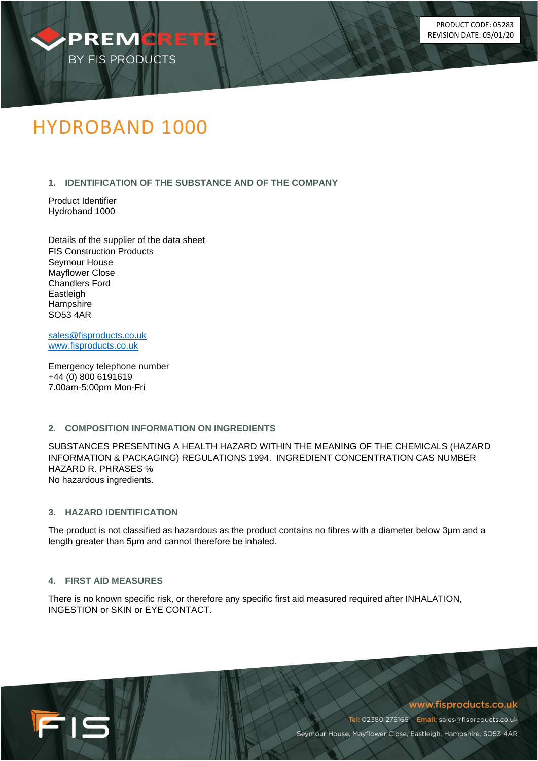PRODUCT CODE: 05283
REVISION DATE: 05/01/20

# HYDROBAND 1000

## 1. IDENTIFICATION OF THE SUBSTANCE AND OF THE COMPANY

Product Identifier
Hydroband 1000

Details of the supplier of the data sheet
FIS Construction Products
Seymour House
Mayflower Close
Chandlers Ford
Eastleigh
Hampshire
SO53 4AR

sales@fisproducts.co.uk
www.fisproducts.co.uk

Emergency telephone number
+44 (0) 800 6191619
7.00am-5:00pm Mon-Fri

## 2. COMPOSITION INFORMATION ON INGREDIENTS

SUBSTANCES PRESENTING A HEALTH HAZARD WITHIN THE MEANING OF THE CHEMICALS (HAZARD INFORMATION & PACKAGING) REGULATIONS 1994. INGREDIENT CONCENTRATION CAS NUMBER HAZARD R. PHRASES %
No hazardous ingredients.

## 3. HAZARD IDENTIFICATION

The product is not classified as hazardous as the product contains no fibres with a diameter below 3µm and a length greater than 5µm and cannot therefore be inhaled.

## 4. FIRST AID MEASURES

There is no known specific risk, or therefore any specific first aid measured required after INHALATION, INGESTION or SKIN or EYE CONTACT.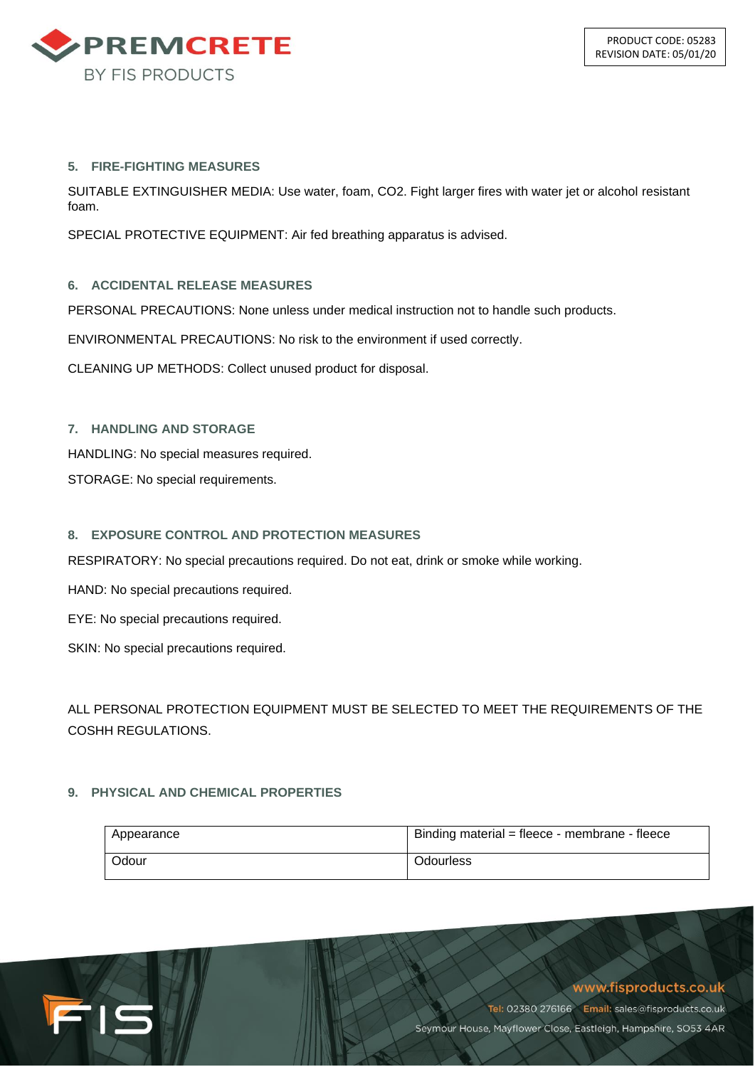## 5. FIRE-FIGHTING MEASURES

SUITABLE EXTINGUISHER MEDIA: Use water, foam, $CO_2$. Fight larger fires with water jet or alcohol resistant foam.

SPECIAL PROTECTIVE EQUIPMENT: Air fed breathing apparatus is advised.

## 6. ACCIDENTAL RELEASE MEASURES

PERSONAL PRECAUTIONS: None unless under medical instruction not to handle such products.

ENVIRONMENTAL PRECAUTIONS: No risk to the environment if used correctly.

CLEANING UP METHODS: Collect unused product for disposal.

## 7. HANDLING AND STORAGE

HANDLING: No special measures required.

STORAGE: No special requirements.

## 8. EXPOSURE CONTROL AND PROTECTION MEASURES

RESPIRATORY: No special precautions required. Do not eat, drink or smoke while working.

HAND: No special precautions required.

EYE: No special precautions required.

SKIN: No special precautions required.

ALL PERSONAL PROTECTION EQUIPMENT MUST BE SELECTED TO MEET THE REQUIREMENTS OF THE COSHH REGULATIONS.

## 9. PHYSICAL AND CHEMICAL PROPERTIES

| Appearance | Binding material = fleece - membrane - fleece |
|---|---|
| Odour | Odourless |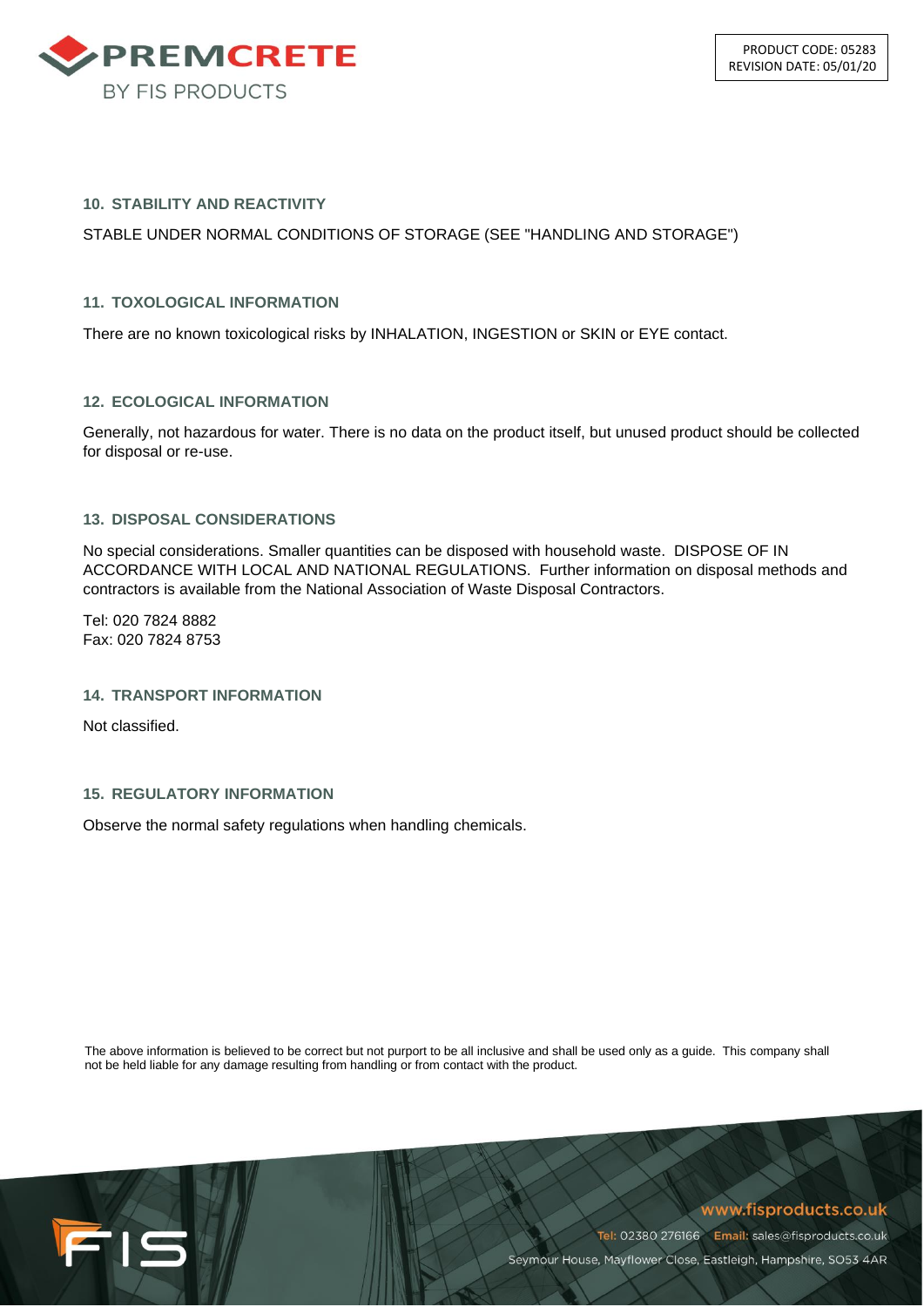## 10. STABILITY AND REACTIVITY

STABLE UNDER NORMAL CONDITIONS OF STORAGE (SEE "HANDLING AND STORAGE")

## 11. TOXOLOGICAL INFORMATION

There are no known toxicological risks by INHALATION, INGESTION or SKIN or EYE contact.

## 12. ECOLOGICAL INFORMATION

Generally, not hazardous for water. There is no data on the product itself, but unused product should be collected for disposal or re-use.

## 13. DISPOSAL CONSIDERATIONS

No special considerations. Smaller quantities can be disposed with household waste. DISPOSE OF IN ACCORDANCE WITH LOCAL AND NATIONAL REGULATIONS. Further information on disposal methods and contractors is available from the National Association of Waste Disposal Contractors.

Tel: 020 7824 8882
Fax: 020 7824 8753

## 14. TRANSPORT INFORMATION

Not classified.

## 15. REGULATORY INFORMATION

Observe the normal safety regulations when handling chemicals.

The above information is believed to be correct but not purport to be all inclusive and shall be used only as a guide. This company shall not be held liable for any damage resulting from handling or from contact with the product.